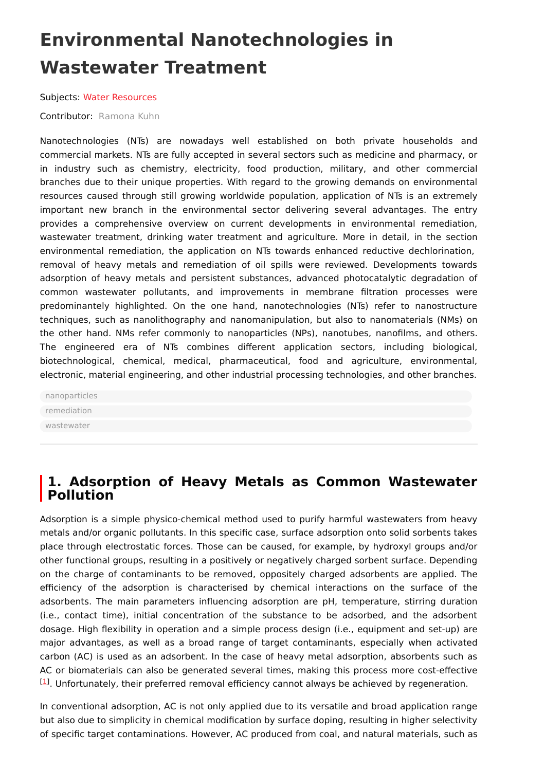# Environmental Nanotechnologies in Wastewater Treatment

Subjects: Water Resources

Contributor: Ramona Kuhn

Nanotechnologies (NTs) are nowadays well established on both private households and commercial markets. NTs are fully accepted in several sectors such as medicine and pharmacy, or in industry such as chemistry, electricity, food production, military, and other commercial branches due to their unique properties. With regard to the growing demands on environmental resources caused through still growing worldwide population, application of NTs is an extremely important new branch in the environmental sector delivering several advantages. The entry provides a comprehensive overview on current developments in environmental remediation, wastewater treatment, drinking water treatment and agriculture. More in detail, in the section environmental remediation, the application on NTs towards enhanced reductive dechlorination, removal of heavy metals and remediation of oil spills were reviewed. Developments towards adsorption of heavy metals and persistent substances, advanced photocatalytic degradation of common wastewater pollutants, and improvements in membrane filtration processes were predominantly highlighted. On the one hand, nanotechnologies (NTs) refer to nanostructure techniques, such as nanolithography and nanomanipulation, but also to nanomaterials (NMs) on the other hand. NMs refer commonly to nanoparticles (NPs), nanotubes, nanofilms, and others. The engineered era of NTs combines different application sectors, including biological, biotechnological, chemical, medical, pharmaceutical, food and agriculture, environmental, electronic, material engineering, and other industrial processing technologies, and other branches.

nanoparticles

remediation

wastewater

## 1. Adsorption of Heavy Metals as Common Wastewater Pollution

Adsorption is a simple physico-chemical method used to purify harmful wastewaters from heavy metals and/or organic pollutants. In this specific case, surface adsorption onto solid sorbents takes place through electrostatic forces. Those can be caused, for example, by hydroxyl groups and/or other functional groups, resulting in a positively or negatively charged sorbent surface. Depending on the charge of contaminants to be removed, oppositely charged adsorbents are applied. The efficiency of the adsorption is characterised by chemical interactions on the surface of the adsorbents. The main parameters influencing adsorption are pH, temperature, stirring duration (i.e., contact time), initial concentration of the substance to be adsorbed, and the adsorbent dosage. High flexibility in operation and a simple process design (i.e., equipment and set-up) are major advantages, as well as a broad range of target contaminants, especially when activated carbon (AC) is used as an adsorbent. In the case of heavy metal adsorption, absorbents such as AC or biomaterials can also be generated several times, making this process more cost-effective [1]. Unfortunately, their preferred removal efficiency cannot always be achieved by regeneration.

In conventional adsorption, AC is not only applied due to its versatile and broad application range but also due to simplicity in chemical modification by surface doping, resulting in higher selectivity of specific target contaminations. However, AC produced from coal, and natural materials, such as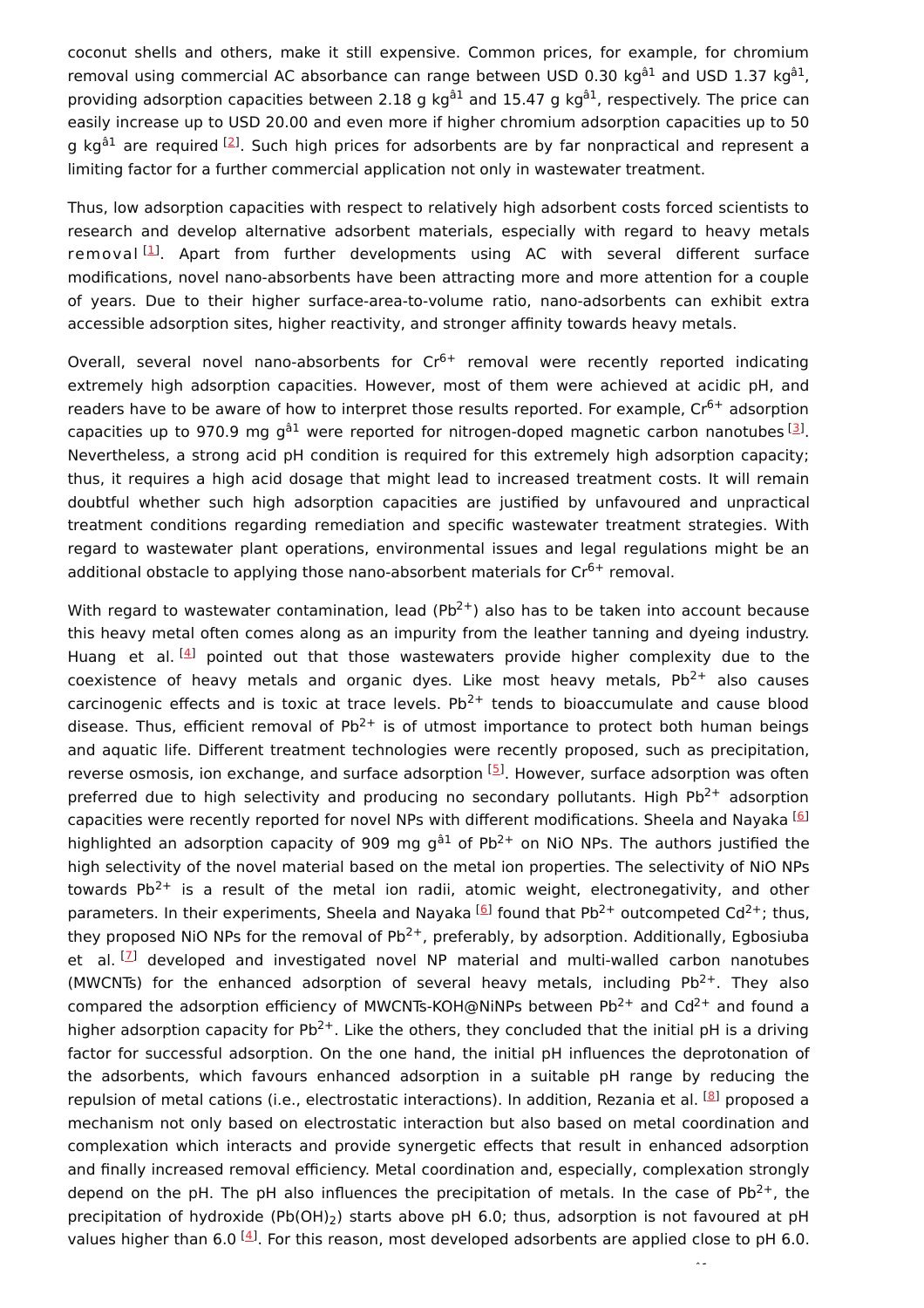coconut shells and others, make it still expensive. Common prices, for example, for chromium removal using commercial AC absorbance can range between USD 0.30 $kg^{-1}$ and USD 1.37 $kg^{-1}$, providing adsorption capacities between 2.18 g $kg^{-1}$ and 15.47 g $kg^{-1}$, respectively. The price can easily increase up to USD 20.00 and even more if higher chromium adsorption capacities up to 50 g $kg^{-1}$ are required [2]. Such high prices for adsorbents are by far nonpractical and represent a limiting factor for a further commercial application not only in wastewater treatment.

Thus, low adsorption capacities with respect to relatively high adsorbent costs forced scientists to research and develop alternative adsorbent materials, especially with regard to heavy metals removal [1]. Apart from further developments using AC with several different surface modifications, novel nano-absorbents have been attracting more and more attention for a couple of years. Due to their higher surface-area-to-volume ratio, nano-adsorbents can exhibit extra accessible adsorption sites, higher reactivity, and stronger affinity towards heavy metals.

Overall, several novel nano-absorbents for $Cr^{6+}$ removal were recently reported indicating extremely high adsorption capacities. However, most of them were achieved at acidic pH, and readers have to be aware of how to interpret those results reported. For example, $Cr^{6+}$ adsorption capacities up to 970.9 mg $g^{-1}$ were reported for nitrogen-doped magnetic carbon nanotubes [3]. Nevertheless, a strong acid pH condition is required for this extremely high adsorption capacity; thus, it requires a high acid dosage that might lead to increased treatment costs. It will remain doubtful whether such high adsorption capacities are justified by unfavoured and unpractical treatment conditions regarding remediation and specific wastewater treatment strategies. With regard to wastewater plant operations, environmental issues and legal regulations might be an additional obstacle to applying those nano-absorbent materials for $Cr^{6+}$ removal.

With regard to wastewater contamination, lead ($Pb^{2+}$) also has to be taken into account because this heavy metal often comes along as an impurity from the leather tanning and dyeing industry. Huang et al. [4] pointed out that those wastewaters provide higher complexity due to the coexistence of heavy metals and organic dyes. Like most heavy metals, $Pb^{2+}$ also causes carcinogenic effects and is toxic at trace levels. $Pb^{2+}$ tends to bioaccumulate and cause blood disease. Thus, efficient removal of $Pb^{2+}$ is of utmost importance to protect both human beings and aquatic life. Different treatment technologies were recently proposed, such as precipitation, reverse osmosis, ion exchange, and surface adsorption [5]. However, surface adsorption was often preferred due to high selectivity and producing no secondary pollutants. High $Pb^{2+}$ adsorption capacities were recently reported for novel NPs with different modifications. Sheela and Nayaka [6] highlighted an adsorption capacity of 909 mg $g^{-1}$ of $Pb^{2+}$ on NiO NPs. The authors justified the high selectivity of the novel material based on the metal ion properties. The selectivity of NiO NPs towards $Pb^{2+}$ is a result of the metal ion radii, atomic weight, electronegativity, and other parameters. In their experiments, Sheela and Nayaka [6] found that $Pb^{2+}$ outcompeted $Cd^{2+}$; thus, they proposed NiO NPs for the removal of $Pb^{2+}$, preferably, by adsorption. Additionally, Egbosiuba et al. [7] developed and investigated novel NP material and multi-walled carbon nanotubes (MWCNTs) for the enhanced adsorption of several heavy metals, including $Pb^{2+}$. They compared the adsorption efficiency of MWCNTs-KOH@NiNPs between $Pb^{2+}$ and $Cd^{2+}$ and found a higher adsorption capacity for $Pb^{2+}$. Like the others, they concluded that the initial pH is a driving factor for successful adsorption. On the one hand, the initial pH influences the deprotonation of the adsorbents, which favours enhanced adsorption in a suitable pH range by reducing the repulsion of metal cations (i.e., electrostatic interactions). In addition, Rezania et al. [8] proposed a mechanism not only based on electrostatic interaction but also based on metal coordination and complexation which interacts and provide synergetic effects that result in enhanced adsorption and finally increased removal efficiency. Metal coordination and, especially, complexation strongly depend on the pH. The pH also influences the precipitation of metals. In the case of $Pb^{2+}$, the precipitation of hydroxide ($Pb(OH)_2$) starts above pH 6.0; thus, adsorption is not favoured at pH values higher than 6.0 [4]. For this reason, most developed adsorbents are applied close to pH 6.0.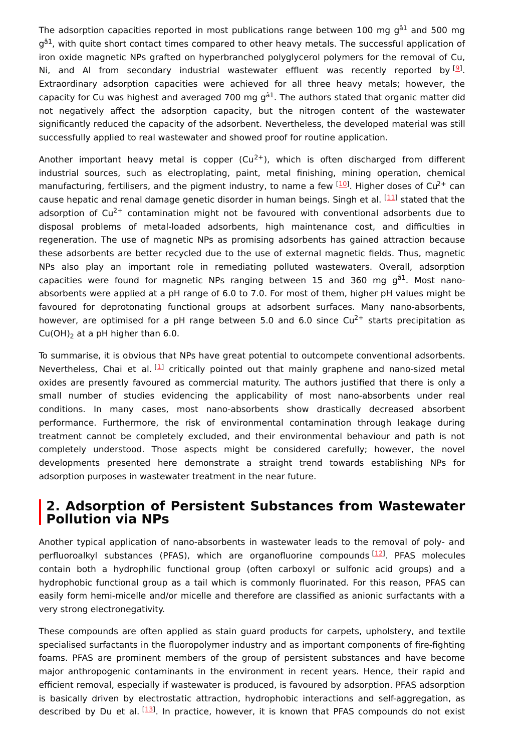The adsorption capacities reported in most publications range between 100 mg $g^{-1}$ and 500 mg $g^{-1}$, with quite short contact times compared to other heavy metals. The successful application of iron oxide magnetic NPs grafted on hyperbranched polyglycerol polymers for the removal of Cu, Ni, and Al from secondary industrial wastewater effluent was recently reported by [9]. Extraordinary adsorption capacities were achieved for all three heavy metals; however, the capacity for Cu was highest and averaged 700 mg $g^{-1}$. The authors stated that organic matter did not negatively affect the adsorption capacity, but the nitrogen content of the wastewater significantly reduced the capacity of the adsorbent. Nevertheless, the developed material was still successfully applied to real wastewater and showed proof for routine application.

Another important heavy metal is copper ($Cu^{2+}$), which is often discharged from different industrial sources, such as electroplating, paint, metal finishing, mining operation, chemical manufacturing, fertilisers, and the pigment industry, to name a few [10]. Higher doses of $Cu^{2+}$ can cause hepatic and renal damage genetic disorder in human beings. Singh et al. [11] stated that the adsorption of $Cu^{2+}$ contamination might not be favoured with conventional adsorbents due to disposal problems of metal-loaded adsorbents, high maintenance cost, and difficulties in regeneration. The use of magnetic NPs as promising adsorbents has gained attraction because these adsorbents are better recycled due to the use of external magnetic fields. Thus, magnetic NPs also play an important role in remediating polluted wastewaters. Overall, adsorption capacities were found for magnetic NPs ranging between 15 and 360 mg $g^{-1}$. Most nano-absorbents were applied at a pH range of 6.0 to 7.0. For most of them, higher pH values might be favoured for deprotonating functional groups at adsorbent surfaces. Many nano-absorbents, however, are optimised for a pH range between 5.0 and 6.0 since $Cu^{2+}$ starts precipitation as $Cu(OH)_2$ at a pH higher than 6.0.

To summarise, it is obvious that NPs have great potential to outcompete conventional adsorbents. Nevertheless, Chai et al. [1] critically pointed out that mainly graphene and nano-sized metal oxides are presently favoured as commercial maturity. The authors justified that there is only a small number of studies evidencing the applicability of most nano-absorbents under real conditions. In many cases, most nano-absorbents show drastically decreased absorbent performance. Furthermore, the risk of environmental contamination through leakage during treatment cannot be completely excluded, and their environmental behaviour and path is not completely understood. Those aspects might be considered carefully; however, the novel developments presented here demonstrate a straight trend towards establishing NPs for adsorption purposes in wastewater treatment in the near future.

## 2. Adsorption of Persistent Substances from Wastewater Pollution via NPs

Another typical application of nano-absorbents in wastewater leads to the removal of poly- and perfluoroalkyl substances (PFAS), which are organofluorine compounds [12]. PFAS molecules contain both a hydrophilic functional group (often carboxyl or sulfonic acid groups) and a hydrophobic functional group as a tail which is commonly fluorinated. For this reason, PFAS can easily form hemi-micelle and/or micelle and therefore are classified as anionic surfactants with a very strong electronegativity.

These compounds are often applied as stain guard products for carpets, upholstery, and textile specialised surfactants in the fluoropolymer industry and as important components of fire-fighting foams. PFAS are prominent members of the group of persistent substances and have become major anthropogenic contaminants in the environment in recent years. Hence, their rapid and efficient removal, especially if wastewater is produced, is favoured by adsorption. PFAS adsorption is basically driven by electrostatic attraction, hydrophobic interactions and self-aggregation, as described by Du et al. [13]. In practice, however, it is known that PFAS compounds do not exist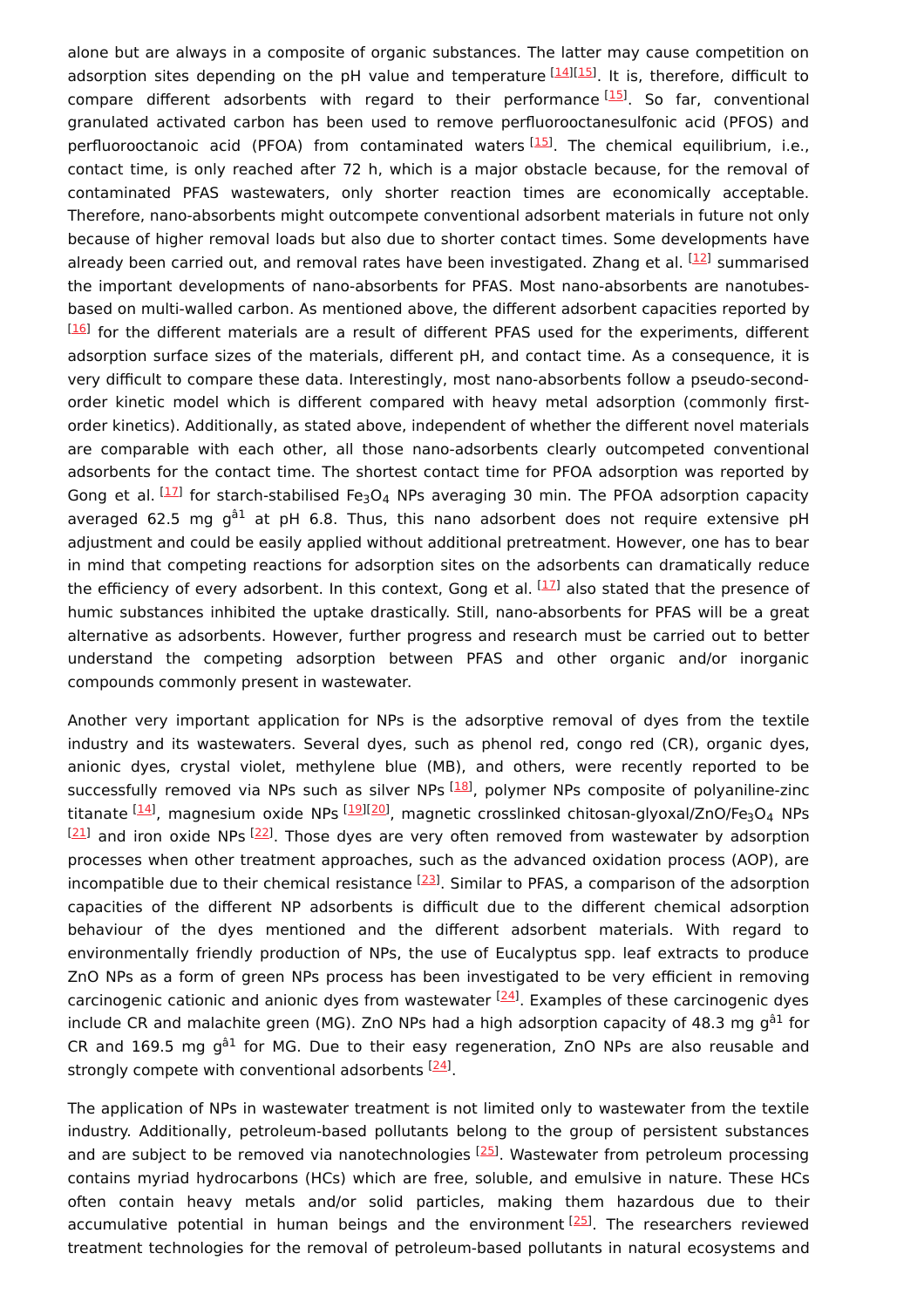alone but are always in a composite of organic substances. The latter may cause competition on adsorption sites depending on the pH value and temperature [14][15]. It is, therefore, difficult to compare different adsorbents with regard to their performance [15]. So far, conventional granulated activated carbon has been used to remove perfluorooctanesulfonic acid (PFOS) and perfluorooctanoic acid (PFOA) from contaminated waters [15]. The chemical equilibrium, i.e., contact time, is only reached after 72 h, which is a major obstacle because, for the removal of contaminated PFAS wastewaters, only shorter reaction times are economically acceptable. Therefore, nano-absorbents might outcompete conventional adsorbent materials in future not only because of higher removal loads but also due to shorter contact times. Some developments have already been carried out, and removal rates have been investigated. Zhang et al. [12] summarised the important developments of nano-absorbents for PFAS. Most nano-absorbents are nanotubes-based on multi-walled carbon. As mentioned above, the different adsorbent capacities reported by [16] for the different materials are a result of different PFAS used for the experiments, different adsorption surface sizes of the materials, different pH, and contact time. As a consequence, it is very difficult to compare these data. Interestingly, most nano-absorbents follow a pseudo-second-order kinetic model which is different compared with heavy metal adsorption (commonly first-order kinetics). Additionally, as stated above, independent of whether the different novel materials are comparable with each other, all those nano-adsorbents clearly outcompeted conventional adsorbents for the contact time. The shortest contact time for PFOA adsorption was reported by Gong et al. [17] for starch-stabilised $Fe_3O_4$ NPs averaging 30 min. The PFOA adsorption capacity averaged 62.5 mg gâ1 at pH 6.8. Thus, this nano adsorbent does not require extensive pH adjustment and could be easily applied without additional pretreatment. However, one has to bear in mind that competing reactions for adsorption sites on the adsorbents can dramatically reduce the efficiency of every adsorbent. In this context, Gong et al. [17] also stated that the presence of humic substances inhibited the uptake drastically. Still, nano-absorbents for PFAS will be a great alternative as adsorbents. However, further progress and research must be carried out to better understand the competing adsorption between PFAS and other organic and/or inorganic compounds commonly present in wastewater.

Another very important application for NPs is the adsorptive removal of dyes from the textile industry and its wastewaters. Several dyes, such as phenol red, congo red (CR), organic dyes, anionic dyes, crystal violet, methylene blue (MB), and others, were recently reported to be successfully removed via NPs such as silver NPs [18], polymer NPs composite of polyaniline-zinc titanate [14], magnesium oxide NPs [19][20], magnetic crosslinked chitosan-glyoxal/ZnO/$Fe_3O_4$ NPs [21] and iron oxide NPs [22]. Those dyes are very often removed from wastewater by adsorption processes when other treatment approaches, such as the advanced oxidation process (AOP), are incompatible due to their chemical resistance [23]. Similar to PFAS, a comparison of the adsorption capacities of the different NP adsorbents is difficult due to the different chemical adsorption behaviour of the dyes mentioned and the different adsorbent materials. With regard to environmentally friendly production of NPs, the use of Eucalyptus spp. leaf extracts to produce ZnO NPs as a form of green NPs process has been investigated to be very efficient in removing carcinogenic cationic and anionic dyes from wastewater [24]. Examples of these carcinogenic dyes include CR and malachite green (MG). ZnO NPs had a high adsorption capacity of 48.3 mg gâ1 for CR and 169.5 mg gâ1 for MG. Due to their easy regeneration, ZnO NPs are also reusable and strongly compete with conventional adsorbents [24].

The application of NPs in wastewater treatment is not limited only to wastewater from the textile industry. Additionally, petroleum-based pollutants belong to the group of persistent substances and are subject to be removed via nanotechnologies [25]. Wastewater from petroleum processing contains myriad hydrocarbons (HCs) which are free, soluble, and emulsive in nature. These HCs often contain heavy metals and/or solid particles, making them hazardous due to their accumulative potential in human beings and the environment [25]. The researchers reviewed treatment technologies for the removal of petroleum-based pollutants in natural ecosystems and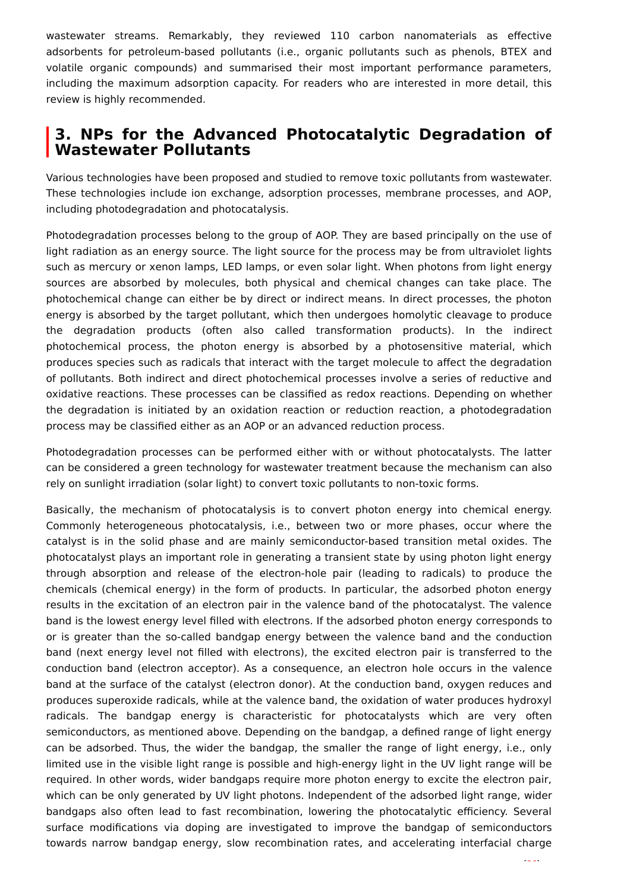wastewater streams. Remarkably, they reviewed 110 carbon nanomaterials as effective adsorbents for petroleum-based pollutants (i.e., organic pollutants such as phenols, BTEX and volatile organic compounds) and summarised their most important performance parameters, including the maximum adsorption capacity. For readers who are interested in more detail, this review is highly recommended.

## 3. NPs for the Advanced Photocatalytic Degradation of Wastewater Pollutants

Various technologies have been proposed and studied to remove toxic pollutants from wastewater. These technologies include ion exchange, adsorption processes, membrane processes, and AOP, including photodegradation and photocatalysis.

Photodegradation processes belong to the group of AOP. They are based principally on the use of light radiation as an energy source. The light source for the process may be from ultraviolet lights such as mercury or xenon lamps, LED lamps, or even solar light. When photons from light energy sources are absorbed by molecules, both physical and chemical changes can take place. The photochemical change can either be by direct or indirect means. In direct processes, the photon energy is absorbed by the target pollutant, which then undergoes homolytic cleavage to produce the degradation products (often also called transformation products). In the indirect photochemical process, the photon energy is absorbed by a photosensitive material, which produces species such as radicals that interact with the target molecule to affect the degradation of pollutants. Both indirect and direct photochemical processes involve a series of reductive and oxidative reactions. These processes can be classified as redox reactions. Depending on whether the degradation is initiated by an oxidation reaction or reduction reaction, a photodegradation process may be classified either as an AOP or an advanced reduction process.

Photodegradation processes can be performed either with or without photocatalysts. The latter can be considered a green technology for wastewater treatment because the mechanism can also rely on sunlight irradiation (solar light) to convert toxic pollutants to non-toxic forms.

Basically, the mechanism of photocatalysis is to convert photon energy into chemical energy. Commonly heterogeneous photocatalysis, i.e., between two or more phases, occur where the catalyst is in the solid phase and are mainly semiconductor-based transition metal oxides. The photocatalyst plays an important role in generating a transient state by using photon light energy through absorption and release of the electron-hole pair (leading to radicals) to produce the chemicals (chemical energy) in the form of products. In particular, the adsorbed photon energy results in the excitation of an electron pair in the valence band of the photocatalyst. The valence band is the lowest energy level filled with electrons. If the adsorbed photon energy corresponds to or is greater than the so-called bandgap energy between the valence band and the conduction band (next energy level not filled with electrons), the excited electron pair is transferred to the conduction band (electron acceptor). As a consequence, an electron hole occurs in the valence band at the surface of the catalyst (electron donor). At the conduction band, oxygen reduces and produces superoxide radicals, while at the valence band, the oxidation of water produces hydroxyl radicals. The bandgap energy is characteristic for photocatalysts which are very often semiconductors, as mentioned above. Depending on the bandgap, a defined range of light energy can be adsorbed. Thus, the wider the bandgap, the smaller the range of light energy, i.e., only limited use in the visible light range is possible and high-energy light in the UV light range will be required. In other words, wider bandgaps require more photon energy to excite the electron pair, which can be only generated by UV light photons. Independent of the adsorbed light range, wider bandgaps also often lead to fast recombination, lowering the photocatalytic efficiency. Several surface modifications via doping are investigated to improve the bandgap of semiconductors towards narrow bandgap energy, slow recombination rates, and accelerating interfacial charge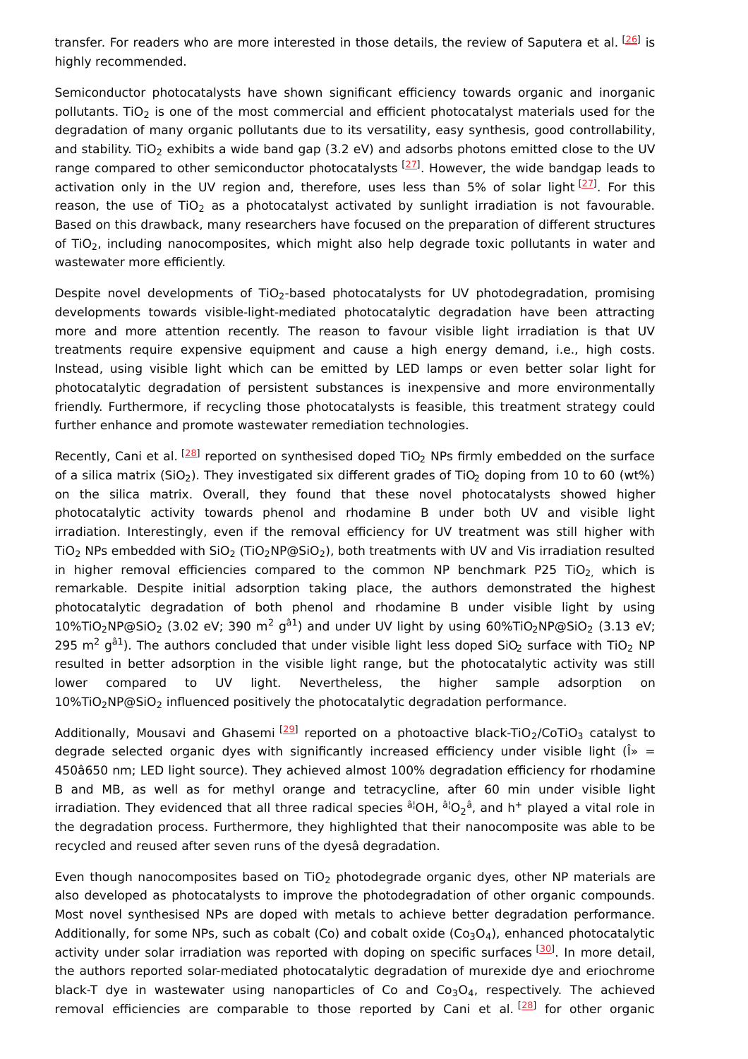transfer. For readers who are more interested in those details, the review of Saputera et al. [26] is highly recommended.

Semiconductor photocatalysts have shown significant efficiency towards organic and inorganic pollutants. $TiO_2$ is one of the most commercial and efficient photocatalyst materials used for the degradation of many organic pollutants due to its versatility, easy synthesis, good controllability, and stability. $TiO_2$ exhibits a wide band gap (3.2 eV) and adsorbs photons emitted close to the UV range compared to other semiconductor photocatalysts [27]. However, the wide bandgap leads to activation only in the UV region and, therefore, uses less than 5% of solar light [27]. For this reason, the use of $TiO_2$ as a photocatalyst activated by sunlight irradiation is not favourable. Based on this drawback, many researchers have focused on the preparation of different structures of $TiO_2$, including nanocomposites, which might also help degrade toxic pollutants in water and wastewater more efficiently.

Despite novel developments of $TiO_2$-based photocatalysts for UV photodegradation, promising developments towards visible-light-mediated photocatalytic degradation have been attracting more and more attention recently. The reason to favour visible light irradiation is that UV treatments require expensive equipment and cause a high energy demand, i.e., high costs. Instead, using visible light which can be emitted by LED lamps or even better solar light for photocatalytic degradation of persistent substances is inexpensive and more environmentally friendly. Furthermore, if recycling those photocatalysts is feasible, this treatment strategy could further enhance and promote wastewater remediation technologies.

Recently, Cani et al. [28] reported on synthesised doped $TiO_2$ NPs firmly embedded on the surface of a silica matrix ($SiO_2$). They investigated six different grades of $TiO_2$ doping from 10 to 60 (wt%) on the silica matrix. Overall, they found that these novel photocatalysts showed higher photocatalytic activity towards phenol and rhodamine B under both UV and visible light irradiation. Interestingly, even if the removal efficiency for UV treatment was still higher with $TiO_2$ NPs embedded with $SiO_2$ ($TiO_2NP@SiO_2$), both treatments with UV and Vis irradiation resulted in higher removal efficiencies compared to the common NP benchmark P25 $TiO_2$, which is remarkable. Despite initial adsorption taking place, the authors demonstrated the highest photocatalytic degradation of both phenol and rhodamine B under visible light by using 10%$TiO_2NP@SiO_2$ (3.02 eV; 390 $m^2$ $g^{â1}$) and under UV light by using 60%$TiO_2NP@SiO_2$ (3.13 eV; 295 $m^2$ $g^{â1}$). The authors concluded that under visible light less doped $SiO_2$ surface with $TiO_2$ NP resulted in better adsorption in the visible light range, but the photocatalytic activity was still lower compared to UV light. Nevertheless, the higher sample adsorption on 10%$TiO_2NP@SiO_2$ influenced positively the photocatalytic degradation performance.

Additionally, Mousavi and Ghasemi [29] reported on a photoactive black-$TiO_2$/$CoTiO_3$ catalyst to degrade selected organic dyes with significantly increased efficiency under visible light (Î» = 450â650 nm; LED light source). They achieved almost 100% degradation efficiency for rhodamine B and MB, as well as for methyl orange and tetracycline, after 60 min under visible light irradiation. They evidenced that all three radical species â¦OH, â¦$O_2$â, and $h^+$ played a vital role in the degradation process. Furthermore, they highlighted that their nanocomposite was able to be recycled and reused after seven runs of the dyesâ degradation.

Even though nanocomposites based on $TiO_2$ photodegrade organic dyes, other NP materials are also developed as photocatalysts to improve the photodegradation of other organic compounds. Most novel synthesised NPs are doped with metals to achieve better degradation performance. Additionally, for some NPs, such as cobalt (Co) and cobalt oxide ($Co_3O_4$), enhanced photocatalytic activity under solar irradiation was reported with doping on specific surfaces [30]. In more detail, the authors reported solar-mediated photocatalytic degradation of murexide dye and eriochrome black-T dye in wastewater using nanoparticles of Co and $Co_3O_4$, respectively. The achieved removal efficiencies are comparable to those reported by Cani et al. [28] for other organic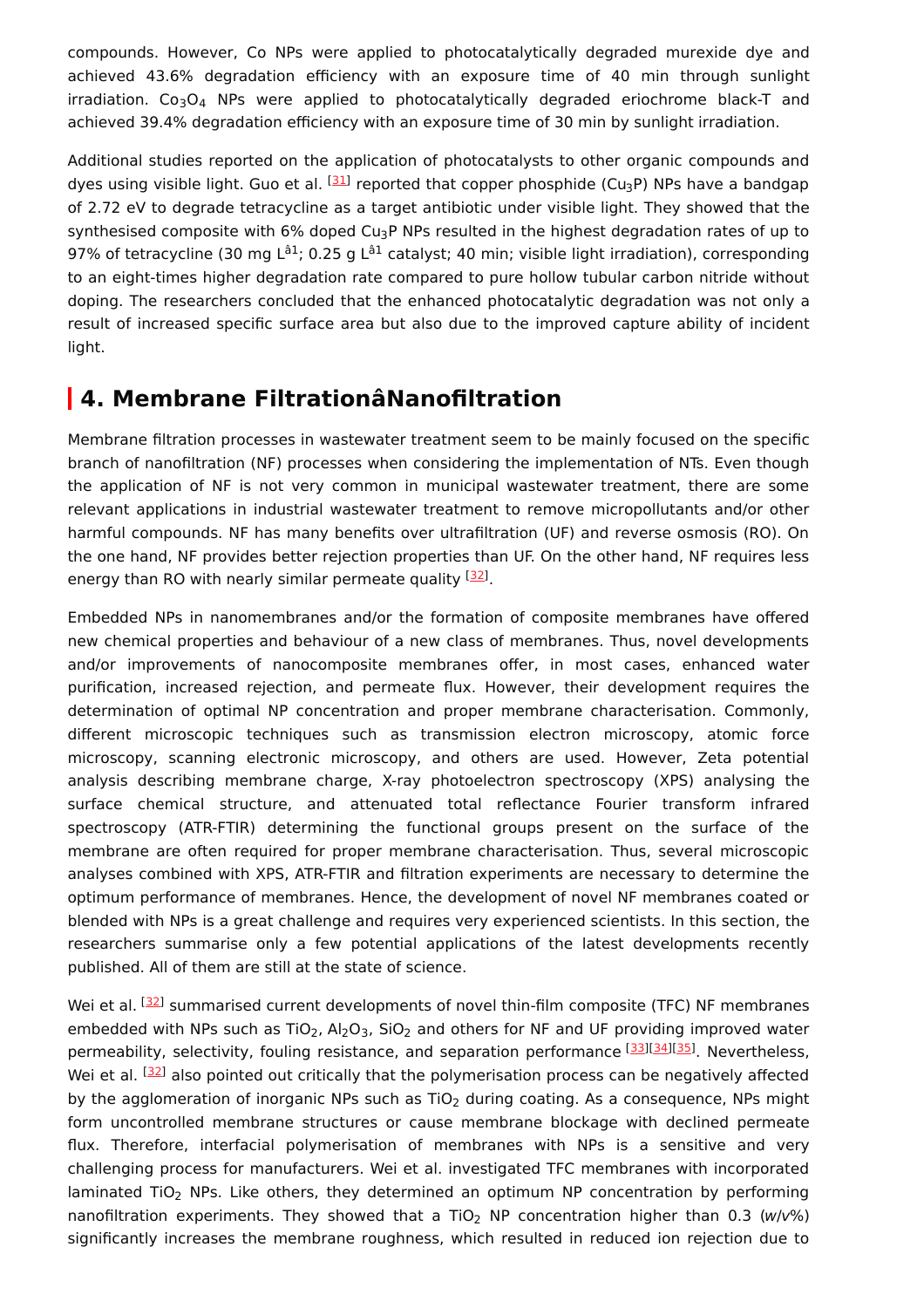compounds. However, Co NPs were applied to photocatalytically degraded murexide dye and achieved 43.6% degradation efficiency with an exposure time of 40 min through sunlight irradiation. $Co_3O_4$ NPs were applied to photocatalytically degraded eriochrome black-T and achieved 39.4% degradation efficiency with an exposure time of 30 min by sunlight irradiation.

Additional studies reported on the application of photocatalysts to other organic compounds and dyes using visible light. Guo et al. [31] reported that copper phosphide ($Cu_3P$) NPs have a bandgap of 2.72 eV to degrade tetracycline as a target antibiotic under visible light. They showed that the synthesised composite with 6% doped $Cu_3P$ NPs resulted in the highest degradation rates of up to 97% of tetracycline (30 mg L$^{â1}$; 0.25 g L$^{â1}$ catalyst; 40 min; visible light irradiation), corresponding to an eight-times higher degradation rate compared to pure hollow tubular carbon nitride without doping. The researchers concluded that the enhanced photocatalytic degradation was not only a result of increased specific surface area but also due to the improved capture ability of incident light.

## 4. Membrane FiltrationâNanofiltration

Membrane filtration processes in wastewater treatment seem to be mainly focused on the specific branch of nanofiltration (NF) processes when considering the implementation of NTs. Even though the application of NF is not very common in municipal wastewater treatment, there are some relevant applications in industrial wastewater treatment to remove micropollutants and/or other harmful compounds. NF has many benefits over ultrafiltration (UF) and reverse osmosis (RO). On the one hand, NF provides better rejection properties than UF. On the other hand, NF requires less energy than RO with nearly similar permeate quality [32].

Embedded NPs in nanomembranes and/or the formation of composite membranes have offered new chemical properties and behaviour of a new class of membranes. Thus, novel developments and/or improvements of nanocomposite membranes offer, in most cases, enhanced water purification, increased rejection, and permeate flux. However, their development requires the determination of optimal NP concentration and proper membrane characterisation. Commonly, different microscopic techniques such as transmission electron microscopy, atomic force microscopy, scanning electronic microscopy, and others are used. However, Zeta potential analysis describing membrane charge, X-ray photoelectron spectroscopy (XPS) analysing the surface chemical structure, and attenuated total reflectance Fourier transform infrared spectroscopy (ATR-FTIR) determining the functional groups present on the surface of the membrane are often required for proper membrane characterisation. Thus, several microscopic analyses combined with XPS, ATR-FTIR and filtration experiments are necessary to determine the optimum performance of membranes. Hence, the development of novel NF membranes coated or blended with NPs is a great challenge and requires very experienced scientists. In this section, the researchers summarise only a few potential applications of the latest developments recently published. All of them are still at the state of science.

Wei et al. [32] summarised current developments of novel thin-film composite (TFC) NF membranes embedded with NPs such as $TiO_2$, $Al_2O_3$, $SiO_2$ and others for NF and UF providing improved water permeability, selectivity, fouling resistance, and separation performance [33][34][35]. Nevertheless, Wei et al. [32] also pointed out critically that the polymerisation process can be negatively affected by the agglomeration of inorganic NPs such as $TiO_2$ during coating. As a consequence, NPs might form uncontrolled membrane structures or cause membrane blockage with declined permeate flux. Therefore, interfacial polymerisation of membranes with NPs is a sensitive and very challenging process for manufacturers. Wei et al. investigated TFC membranes with incorporated laminated $TiO_2$ NPs. Like others, they determined an optimum NP concentration by performing nanofiltration experiments. They showed that a $TiO_2$ NP concentration higher than 0.3 (*w*/*v*%) significantly increases the membrane roughness, which resulted in reduced ion rejection due to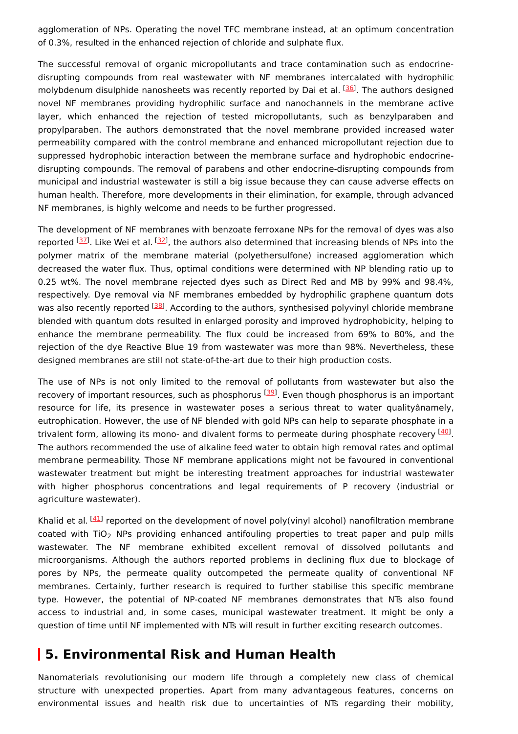agglomeration of NPs. Operating the novel TFC membrane instead, at an optimum concentration of 0.3%, resulted in the enhanced rejection of chloride and sulphate flux.

The successful removal of organic micropollutants and trace contamination such as endocrine-disrupting compounds from real wastewater with NF membranes intercalated with hydrophilic molybdenum disulphide nanosheets was recently reported by Dai et al. [36]. The authors designed novel NF membranes providing hydrophilic surface and nanochannels in the membrane active layer, which enhanced the rejection of tested micropollutants, such as benzylparaben and propylparaben. The authors demonstrated that the novel membrane provided increased water permeability compared with the control membrane and enhanced micropollutant rejection due to suppressed hydrophobic interaction between the membrane surface and hydrophobic endocrine-disrupting compounds. The removal of parabens and other endocrine-disrupting compounds from municipal and industrial wastewater is still a big issue because they can cause adverse effects on human health. Therefore, more developments in their elimination, for example, through advanced NF membranes, is highly welcome and needs to be further progressed.

The development of NF membranes with benzoate ferroxane NPs for the removal of dyes was also reported [37]. Like Wei et al. [32], the authors also determined that increasing blends of NPs into the polymer matrix of the membrane material (polyethersulfone) increased agglomeration which decreased the water flux. Thus, optimal conditions were determined with NP blending ratio up to 0.25 wt%. The novel membrane rejected dyes such as Direct Red and MB by 99% and 98.4%, respectively. Dye removal via NF membranes embedded by hydrophilic graphene quantum dots was also recently reported [38]. According to the authors, synthesised polyvinyl chloride membrane blended with quantum dots resulted in enlarged porosity and improved hydrophobicity, helping to enhance the membrane permeability. The flux could be increased from 69% to 80%, and the rejection of the dye Reactive Blue 19 from wastewater was more than 98%. Nevertheless, these designed membranes are still not state-of-the-art due to their high production costs.

The use of NPs is not only limited to the removal of pollutants from wastewater but also the recovery of important resources, such as phosphorus [39]. Even though phosphorus is an important resource for life, its presence in wastewater poses a serious threat to water qualityânamely, eutrophication. However, the use of NF blended with gold NPs can help to separate phosphate in a trivalent form, allowing its mono- and divalent forms to permeate during phosphate recovery [40]. The authors recommended the use of alkaline feed water to obtain high removal rates and optimal membrane permeability. Those NF membrane applications might not be favoured in conventional wastewater treatment but might be interesting treatment approaches for industrial wastewater with higher phosphorus concentrations and legal requirements of P recovery (industrial or agriculture wastewater).

Khalid et al. [41] reported on the development of novel poly(vinyl alcohol) nanofiltration membrane coated with $TiO_2$ NPs providing enhanced antifouling properties to treat paper and pulp mills wastewater. The NF membrane exhibited excellent removal of dissolved pollutants and microorganisms. Although the authors reported problems in declining flux due to blockage of pores by NPs, the permeate quality outcompeted the permeate quality of conventional NF membranes. Certainly, further research is required to further stabilise this specific membrane type. However, the potential of NP-coated NF membranes demonstrates that NTs also found access to industrial and, in some cases, municipal wastewater treatment. It might be only a question of time until NF implemented with NTs will result in further exciting research outcomes.

## 5. Environmental Risk and Human Health

Nanomaterials revolutionising our modern life through a completely new class of chemical structure with unexpected properties. Apart from many advantageous features, concerns on environmental issues and health risk due to uncertainties of NTs regarding their mobility,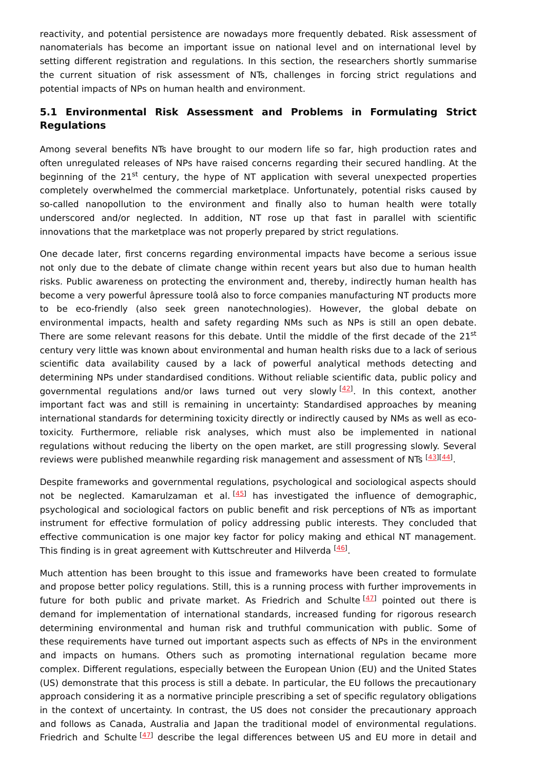reactivity, and potential persistence are nowadays more frequently debated. Risk assessment of nanomaterials has become an important issue on national level and on international level by setting different registration and regulations. In this section, the researchers shortly summarise the current situation of risk assessment of NTs, challenges in forcing strict regulations and potential impacts of NPs on human health and environment.

### 5.1 Environmental Risk Assessment and Problems in Formulating Strict Regulations

Among several benefits NTs have brought to our modern life so far, high production rates and often unregulated releases of NPs have raised concerns regarding their secured handling. At the beginning of the 21st century, the hype of NT application with several unexpected properties completely overwhelmed the commercial marketplace. Unfortunately, potential risks caused by so-called nanopollution to the environment and finally also to human health were totally underscored and/or neglected. In addition, NT rose up that fast in parallel with scientific innovations that the marketplace was not properly prepared by strict regulations.

One decade later, first concerns regarding environmental impacts have become a serious issue not only due to the debate of climate change within recent years but also due to human health risks. Public awareness on protecting the environment and, thereby, indirectly human health has become a very powerful âpressure toolâ also to force companies manufacturing NT products more to be eco-friendly (also seek green nanotechnologies). However, the global debate on environmental impacts, health and safety regarding NMs such as NPs is still an open debate. There are some relevant reasons for this debate. Until the middle of the first decade of the 21st century very little was known about environmental and human health risks due to a lack of serious scientific data availability caused by a lack of powerful analytical methods detecting and determining NPs under standardised conditions. Without reliable scientific data, public policy and governmental regulations and/or laws turned out very slowly [42]. In this context, another important fact was and still is remaining in uncertainty: Standardised approaches by meaning international standards for determining toxicity directly or indirectly caused by NMs as well as eco-toxicity. Furthermore, reliable risk analyses, which must also be implemented in national regulations without reducing the liberty on the open market, are still progressing slowly. Several reviews were published meanwhile regarding risk management and assessment of NTs [43][44].

Despite frameworks and governmental regulations, psychological and sociological aspects should not be neglected. Kamarulzaman et al. [45] has investigated the influence of demographic, psychological and sociological factors on public benefit and risk perceptions of NTs as important instrument for effective formulation of policy addressing public interests. They concluded that effective communication is one major key factor for policy making and ethical NT management. This finding is in great agreement with Kuttschreuter and Hilverda [46].

Much attention has been brought to this issue and frameworks have been created to formulate and propose better policy regulations. Still, this is a running process with further improvements in future for both public and private market. As Friedrich and Schulte [47] pointed out there is demand for implementation of international standards, increased funding for rigorous research determining environmental and human risk and truthful communication with public. Some of these requirements have turned out important aspects such as effects of NPs in the environment and impacts on humans. Others such as promoting international regulation became more complex. Different regulations, especially between the European Union (EU) and the United States (US) demonstrate that this process is still a debate. In particular, the EU follows the precautionary approach considering it as a normative principle prescribing a set of specific regulatory obligations in the context of uncertainty. In contrast, the US does not consider the precautionary approach and follows as Canada, Australia and Japan the traditional model of environmental regulations. Friedrich and Schulte [47] describe the legal differences between US and EU more in detail and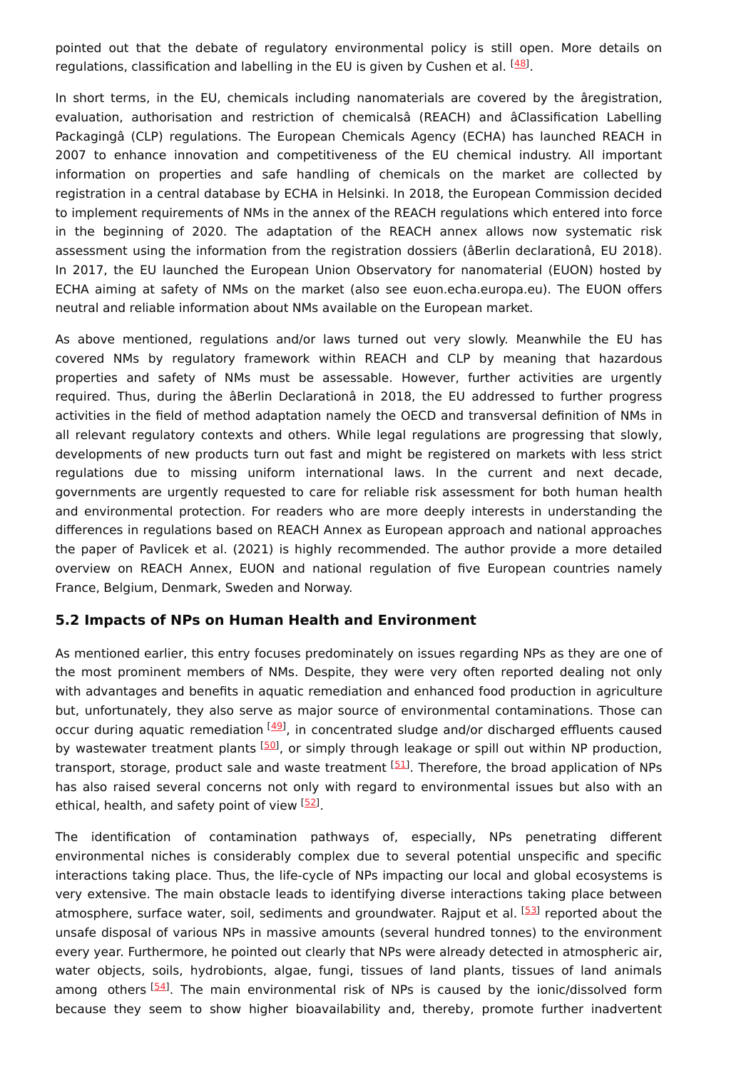pointed out that the debate of regulatory environmental policy is still open. More details on regulations, classification and labelling in the EU is given by Cushen et al. [48].

In short terms, in the EU, chemicals including nanomaterials are covered by the âregistration, evaluation, authorisation and restriction of chemicalsâ (REACH) and âClassification Labelling Packagingâ (CLP) regulations. The European Chemicals Agency (ECHA) has launched REACH in 2007 to enhance innovation and competitiveness of the EU chemical industry. All important information on properties and safe handling of chemicals on the market are collected by registration in a central database by ECHA in Helsinki. In 2018, the European Commission decided to implement requirements of NMs in the annex of the REACH regulations which entered into force in the beginning of 2020. The adaptation of the REACH annex allows now systematic risk assessment using the information from the registration dossiers (âBerlin declarationâ, EU 2018). In 2017, the EU launched the European Union Observatory for nanomaterial (EUON) hosted by ECHA aiming at safety of NMs on the market (also see euon.echa.europa.eu). The EUON offers neutral and reliable information about NMs available on the European market.

As above mentioned, regulations and/or laws turned out very slowly. Meanwhile the EU has covered NMs by regulatory framework within REACH and CLP by meaning that hazardous properties and safety of NMs must be assessable. However, further activities are urgently required. Thus, during the âBerlin Declarationâ in 2018, the EU addressed to further progress activities in the field of method adaptation namely the OECD and transversal definition of NMs in all relevant regulatory contexts and others. While legal regulations are progressing that slowly, developments of new products turn out fast and might be registered on markets with less strict regulations due to missing uniform international laws. In the current and next decade, governments are urgently requested to care for reliable risk assessment for both human health and environmental protection. For readers who are more deeply interests in understanding the differences in regulations based on REACH Annex as European approach and national approaches the paper of Pavlicek et al. (2021) is highly recommended. The author provide a more detailed overview on REACH Annex, EUON and national regulation of five European countries namely France, Belgium, Denmark, Sweden and Norway.

## 5.2 Impacts of NPs on Human Health and Environment

As mentioned earlier, this entry focuses predominately on issues regarding NPs as they are one of the most prominent members of NMs. Despite, they were very often reported dealing not only with advantages and benefits in aquatic remediation and enhanced food production in agriculture but, unfortunately, they also serve as major source of environmental contaminations. Those can occur during aquatic remediation [49], in concentrated sludge and/or discharged effluents caused by wastewater treatment plants [50], or simply through leakage or spill out within NP production, transport, storage, product sale and waste treatment [51]. Therefore, the broad application of NPs has also raised several concerns not only with regard to environmental issues but also with an ethical, health, and safety point of view [52].

The identification of contamination pathways of, especially, NPs penetrating different environmental niches is considerably complex due to several potential unspecific and specific interactions taking place. Thus, the life-cycle of NPs impacting our local and global ecosystems is very extensive. The main obstacle leads to identifying diverse interactions taking place between atmosphere, surface water, soil, sediments and groundwater. Rajput et al. [53] reported about the unsafe disposal of various NPs in massive amounts (several hundred tonnes) to the environment every year. Furthermore, he pointed out clearly that NPs were already detected in atmospheric air, water objects, soils, hydrobionts, algae, fungi, tissues of land plants, tissues of land animals among others [54]. The main environmental risk of NPs is caused by the ionic/dissolved form because they seem to show higher bioavailability and, thereby, promote further inadvertent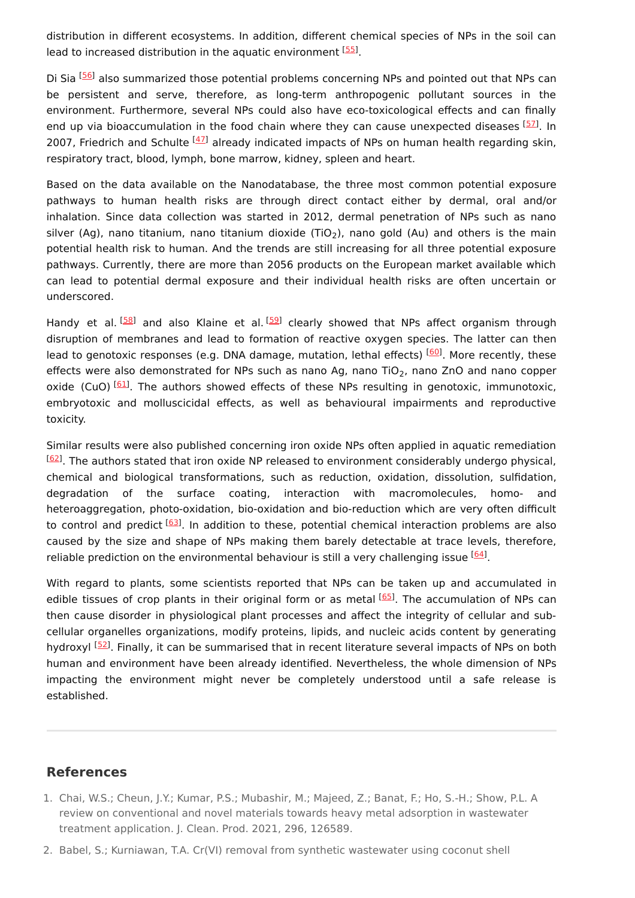distribution in different ecosystems. In addition, different chemical species of NPs in the soil can lead to increased distribution in the aquatic environment [55].

Di Sia [56] also summarized those potential problems concerning NPs and pointed out that NPs can be persistent and serve, therefore, as long-term anthropogenic pollutant sources in the environment. Furthermore, several NPs could also have eco-toxicological effects and can finally end up via bioaccumulation in the food chain where they can cause unexpected diseases [57]. In 2007, Friedrich and Schulte [47] already indicated impacts of NPs on human health regarding skin, respiratory tract, blood, lymph, bone marrow, kidney, spleen and heart.

Based on the data available on the Nanodatabase, the three most common potential exposure pathways to human health risks are through direct contact either by dermal, oral and/or inhalation. Since data collection was started in 2012, dermal penetration of NPs such as nano silver (Ag), nano titanium, nano titanium dioxide ($TiO_2$), nano gold (Au) and others is the main potential health risk to human. And the trends are still increasing for all three potential exposure pathways. Currently, there are more than 2056 products on the European market available which can lead to potential dermal exposure and their individual health risks are often uncertain or underscored.

Handy et al. [58] and also Klaine et al. [59] clearly showed that NPs affect organism through disruption of membranes and lead to formation of reactive oxygen species. The latter can then lead to genotoxic responses (e.g. DNA damage, mutation, lethal effects) [60]. More recently, these effects were also demonstrated for NPs such as nano Ag, nano $TiO_2$, nano ZnO and nano copper oxide (CuO) [61]. The authors showed effects of these NPs resulting in genotoxic, immunotoxic, embryotoxic and molluscicidal effects, as well as behavioural impairments and reproductive toxicity.

Similar results were also published concerning iron oxide NPs often applied in aquatic remediation [62]. The authors stated that iron oxide NP released to environment considerably undergo physical, chemical and biological transformations, such as reduction, oxidation, dissolution, sulfidation, degradation of the surface coating, interaction with macromolecules, homo- and heteroaggregation, photo-oxidation, bio-oxidation and bio-reduction which are very often difficult to control and predict [63]. In addition to these, potential chemical interaction problems are also caused by the size and shape of NPs making them barely detectable at trace levels, therefore, reliable prediction on the environmental behaviour is still a very challenging issue [64].

With regard to plants, some scientists reported that NPs can be taken up and accumulated in edible tissues of crop plants in their original form or as metal [65]. The accumulation of NPs can then cause disorder in physiological plant processes and affect the integrity of cellular and sub-cellular organelles organizations, modify proteins, lipids, and nucleic acids content by generating hydroxyl [52]. Finally, it can be summarised that in recent literature several impacts of NPs on both human and environment have been already identified. Nevertheless, the whole dimension of NPs impacting the environment might never be completely understood until a safe release is established.

## References

1. Chai, W.S.; Cheun, J.Y.; Kumar, P.S.; Mubashir, M.; Majeed, Z.; Banat, F.; Ho, S.-H.; Show, P.L. A review on conventional and novel materials towards heavy metal adsorption in wastewater treatment application. J. Clean. Prod. 2021, 296, 126589.
2. Babel, S.; Kurniawan, T.A. Cr(VI) removal from synthetic wastewater using coconut shell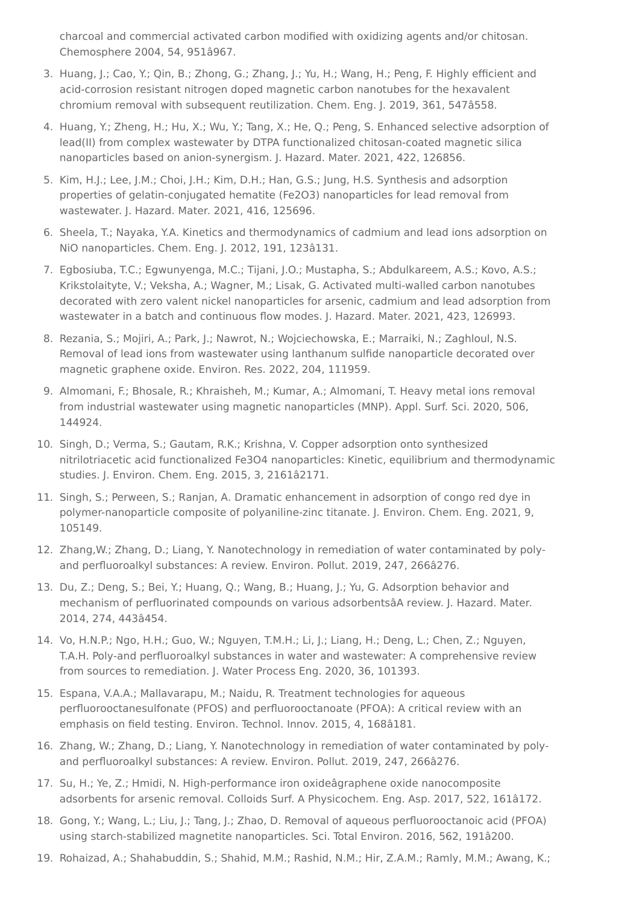charcoal and commercial activated carbon modified with oxidizing agents and/or chitosan. Chemosphere 2004, 54, 951â967.

3. Huang, J.; Cao, Y.; Qin, B.; Zhong, G.; Zhang, J.; Yu, H.; Wang, H.; Peng, F. Highly efficient and acid-corrosion resistant nitrogen doped magnetic carbon nanotubes for the hexavalent chromium removal with subsequent reutilization. Chem. Eng. J. 2019, 361, 547â558.
4. Huang, Y.; Zheng, H.; Hu, X.; Wu, Y.; Tang, X.; He, Q.; Peng, S. Enhanced selective adsorption of lead(II) from complex wastewater by DTPA functionalized chitosan-coated magnetic silica nanoparticles based on anion-synergism. J. Hazard. Mater. 2021, 422, 126856.
5. Kim, H.J.; Lee, J.M.; Choi, J.H.; Kim, D.H.; Han, G.S.; Jung, H.S. Synthesis and adsorption properties of gelatin-conjugated hematite (Fe2O3) nanoparticles for lead removal from wastewater. J. Hazard. Mater. 2021, 416, 125696.
6. Sheela, T.; Nayaka, Y.A. Kinetics and thermodynamics of cadmium and lead ions adsorption on NiO nanoparticles. Chem. Eng. J. 2012, 191, 123â131.
7. Egbosiuba, T.C.; Egwunyenga, M.C.; Tijani, J.O.; Mustapha, S.; Abdulkareem, A.S.; Kovo, A.S.; Krikstolaityte, V.; Veksha, A.; Wagner, M.; Lisak, G. Activated multi-walled carbon nanotubes decorated with zero valent nickel nanoparticles for arsenic, cadmium and lead adsorption from wastewater in a batch and continuous flow modes. J. Hazard. Mater. 2021, 423, 126993.
8. Rezania, S.; Mojiri, A.; Park, J.; Nawrot, N.; Wojciechowska, E.; Marraiki, N.; Zaghloul, N.S. Removal of lead ions from wastewater using lanthanum sulfide nanoparticle decorated over magnetic graphene oxide. Environ. Res. 2022, 204, 111959.
9. Almomani, F.; Bhosale, R.; Khraisheh, M.; Kumar, A.; Almomani, T. Heavy metal ions removal from industrial wastewater using magnetic nanoparticles (MNP). Appl. Surf. Sci. 2020, 506, 144924.
10. Singh, D.; Verma, S.; Gautam, R.K.; Krishna, V. Copper adsorption onto synthesized nitrilotriacetic acid functionalized Fe3O4 nanoparticles: Kinetic, equilibrium and thermodynamic studies. J. Environ. Chem. Eng. 2015, 3, 2161â2171.
11. Singh, S.; Perween, S.; Ranjan, A. Dramatic enhancement in adsorption of congo red dye in polymer-nanoparticle composite of polyaniline-zinc titanate. J. Environ. Chem. Eng. 2021, 9, 105149.
12. Zhang,W.; Zhang, D.; Liang, Y. Nanotechnology in remediation of water contaminated by poly- and perfluoroalkyl substances: A review. Environ. Pollut. 2019, 247, 266â276.
13. Du, Z.; Deng, S.; Bei, Y.; Huang, Q.; Wang, B.; Huang, J.; Yu, G. Adsorption behavior and mechanism of perfluorinated compounds on various adsorbentsâA review. J. Hazard. Mater. 2014, 274, 443â454.
14. Vo, H.N.P.; Ngo, H.H.; Guo, W.; Nguyen, T.M.H.; Li, J.; Liang, H.; Deng, L.; Chen, Z.; Nguyen, T.A.H. Poly-and perfluoroalkyl substances in water and wastewater: A comprehensive review from sources to remediation. J. Water Process Eng. 2020, 36, 101393.
15. Espana, V.A.A.; Mallavarapu, M.; Naidu, R. Treatment technologies for aqueous perfluorooctanesulfonate (PFOS) and perfluorooctanoate (PFOA): A critical review with an emphasis on field testing. Environ. Technol. Innov. 2015, 4, 168â181.
16. Zhang, W.; Zhang, D.; Liang, Y. Nanotechnology in remediation of water contaminated by poly- and perfluoroalkyl substances: A review. Environ. Pollut. 2019, 247, 266â276.
17. Su, H.; Ye, Z.; Hmidi, N. High-performance iron oxideâgraphene oxide nanocomposite adsorbents for arsenic removal. Colloids Surf. A Physicochem. Eng. Asp. 2017, 522, 161â172.
18. Gong, Y.; Wang, L.; Liu, J.; Tang, J.; Zhao, D. Removal of aqueous perfluorooctanoic acid (PFOA) using starch-stabilized magnetite nanoparticles. Sci. Total Environ. 2016, 562, 191â200.
19. Rohaizad, A.; Shahabuddin, S.; Shahid, M.M.; Rashid, N.M.; Hir, Z.A.M.; Ramly, M.M.; Awang, K.;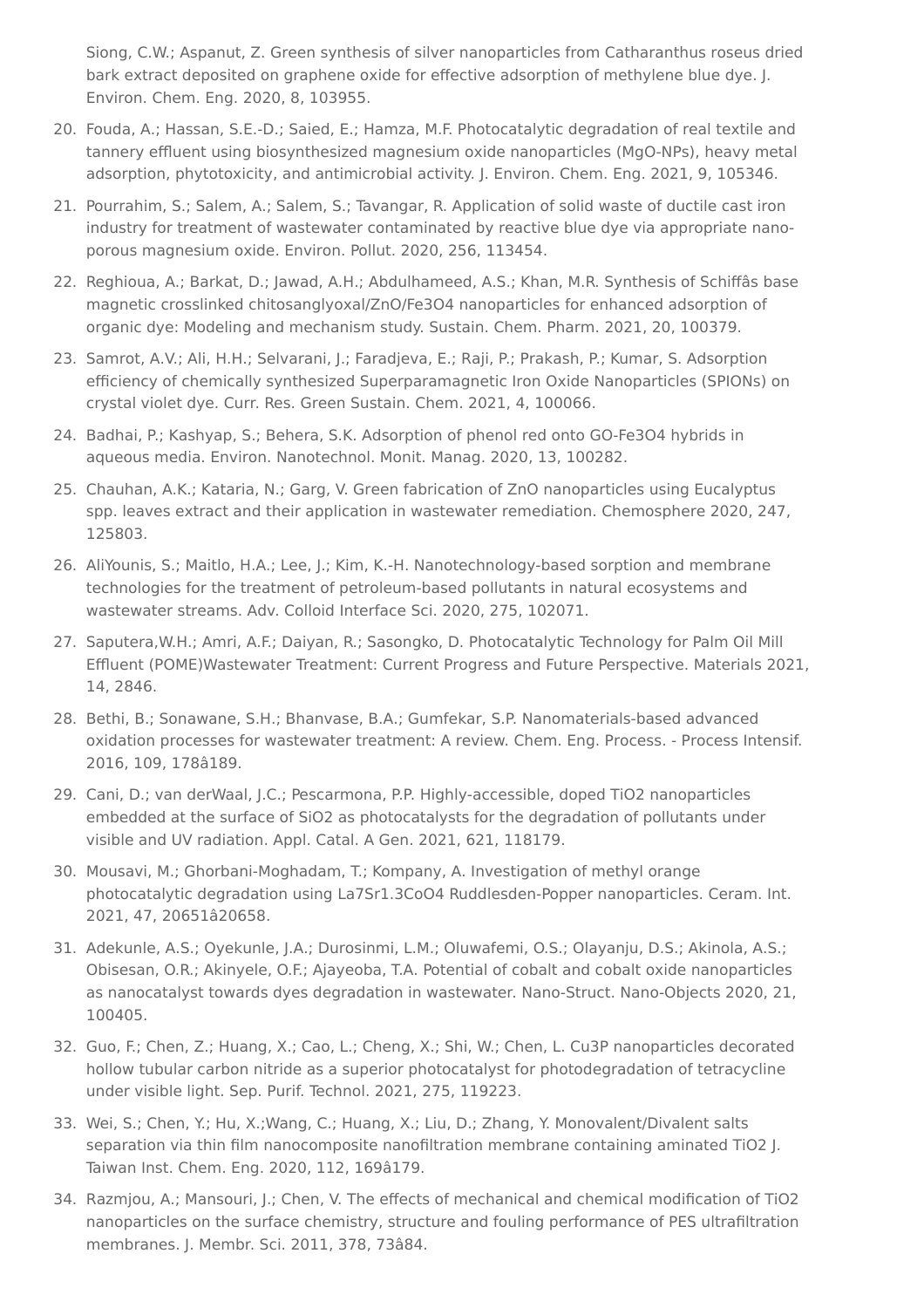Siong, C.W.; Aspanut, Z. Green synthesis of silver nanoparticles from Catharanthus roseus dried bark extract deposited on graphene oxide for effective adsorption of methylene blue dye. J. Environ. Chem. Eng. 2020, 8, 103955.

20. Fouda, A.; Hassan, S.E.-D.; Saied, E.; Hamza, M.F. Photocatalytic degradation of real textile and tannery effluent using biosynthesized magnesium oxide nanoparticles (MgO-NPs), heavy metal adsorption, phytotoxicity, and antimicrobial activity. J. Environ. Chem. Eng. 2021, 9, 105346.
21. Pourrahim, S.; Salem, A.; Salem, S.; Tavangar, R. Application of solid waste of ductile cast iron industry for treatment of wastewater contaminated by reactive blue dye via appropriate nano-porous magnesium oxide. Environ. Pollut. 2020, 256, 113454.
22. Reghioua, A.; Barkat, D.; Jawad, A.H.; Abdulhameed, A.S.; Khan, M.R. Synthesis of Schiffâs base magnetic crosslinked chitosanglyoxal/ZnO/Fe3O4 nanoparticles for enhanced adsorption of organic dye: Modeling and mechanism study. Sustain. Chem. Pharm. 2021, 20, 100379.
23. Samrot, A.V.; Ali, H.H.; Selvarani, J.; Faradjeva, E.; Raji, P.; Prakash, P.; Kumar, S. Adsorption efficiency of chemically synthesized Superparamagnetic Iron Oxide Nanoparticles (SPIONs) on crystal violet dye. Curr. Res. Green Sustain. Chem. 2021, 4, 100066.
24. Badhai, P.; Kashyap, S.; Behera, S.K. Adsorption of phenol red onto GO-Fe3O4 hybrids in aqueous media. Environ. Nanotechnol. Monit. Manag. 2020, 13, 100282.
25. Chauhan, A.K.; Kataria, N.; Garg, V. Green fabrication of ZnO nanoparticles using Eucalyptus spp. leaves extract and their application in wastewater remediation. Chemosphere 2020, 247, 125803.
26. AliYounis, S.; Maitlo, H.A.; Lee, J.; Kim, K.-H. Nanotechnology-based sorption and membrane technologies for the treatment of petroleum-based pollutants in natural ecosystems and wastewater streams. Adv. Colloid Interface Sci. 2020, 275, 102071.
27. Saputera,W.H.; Amri, A.F.; Daiyan, R.; Sasongko, D. Photocatalytic Technology for Palm Oil Mill Effluent (POME)Wastewater Treatment: Current Progress and Future Perspective. Materials 2021, 14, 2846.
28. Bethi, B.; Sonawane, S.H.; Bhanvase, B.A.; Gumfekar, S.P. Nanomaterials-based advanced oxidation processes for wastewater treatment: A review. Chem. Eng. Process. - Process Intensif. 2016, 109, 178â189.
29. Cani, D.; van derWaal, J.C.; Pescarmona, P.P. Highly-accessible, doped TiO2 nanoparticles embedded at the surface of SiO2 as photocatalysts for the degradation of pollutants under visible and UV radiation. Appl. Catal. A Gen. 2021, 621, 118179.
30. Mousavi, M.; Ghorbani-Moghadam, T.; Kompany, A. Investigation of methyl orange photocatalytic degradation using La7Sr1.3CoO4 Ruddlesden-Popper nanoparticles. Ceram. Int. 2021, 47, 20651â20658.
31. Adekunle, A.S.; Oyekunle, J.A.; Durosinmi, L.M.; Oluwafemi, O.S.; Olayanju, D.S.; Akinola, A.S.; Obisesan, O.R.; Akinyele, O.F.; Ajayeoba, T.A. Potential of cobalt and cobalt oxide nanoparticles as nanocatalyst towards dyes degradation in wastewater. Nano-Struct. Nano-Objects 2020, 21, 100405.
32. Guo, F.; Chen, Z.; Huang, X.; Cao, L.; Cheng, X.; Shi, W.; Chen, L. Cu3P nanoparticles decorated hollow tubular carbon nitride as a superior photocatalyst for photodegradation of tetracycline under visible light. Sep. Purif. Technol. 2021, 275, 119223.
33. Wei, S.; Chen, Y.; Hu, X.;Wang, C.; Huang, X.; Liu, D.; Zhang, Y. Monovalent/Divalent salts separation via thin film nanocomposite nanofiltration membrane containing aminated TiO2 J. Taiwan Inst. Chem. Eng. 2020, 112, 169â179.
34. Razmjou, A.; Mansouri, J.; Chen, V. The effects of mechanical and chemical modification of TiO2 nanoparticles on the surface chemistry, structure and fouling performance of PES ultrafiltration membranes. J. Membr. Sci. 2011, 378, 73â84.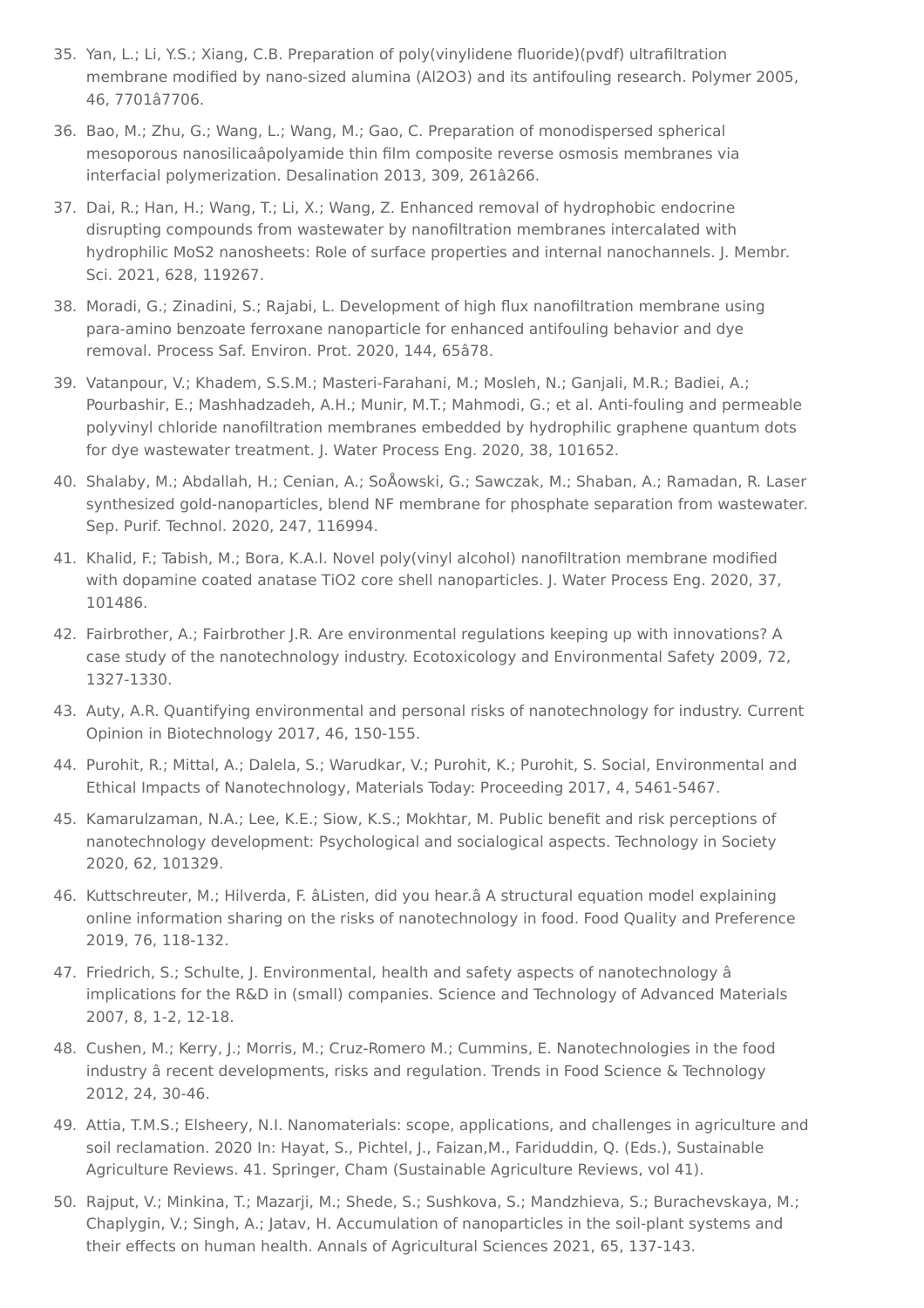35. Yan, L.; Li, Y.S.; Xiang, C.B. Preparation of poly(vinylidene fluoride)(pvdf) ultrafiltration membrane modified by nano-sized alumina (Al2O3) and its antifouling research. Polymer 2005, 46, 7701â7706.
36. Bao, M.; Zhu, G.; Wang, L.; Wang, M.; Gao, C. Preparation of monodispersed spherical mesoporous nanosilicaâpolyamide thin film composite reverse osmosis membranes via interfacial polymerization. Desalination 2013, 309, 261â266.
37. Dai, R.; Han, H.; Wang, T.; Li, X.; Wang, Z. Enhanced removal of hydrophobic endocrine disrupting compounds from wastewater by nanofiltration membranes intercalated with hydrophilic MoS2 nanosheets: Role of surface properties and internal nanochannels. J. Membr. Sci. 2021, 628, 119267.
38. Moradi, G.; Zinadini, S.; Rajabi, L. Development of high flux nanofiltration membrane using para-amino benzoate ferroxane nanoparticle for enhanced antifouling behavior and dye removal. Process Saf. Environ. Prot. 2020, 144, 65â78.
39. Vatanpour, V.; Khadem, S.S.M.; Masteri-Farahani, M.; Mosleh, N.; Ganjali, M.R.; Badiei, A.; Pourbashir, E.; Mashhadzadeh, A.H.; Munir, M.T.; Mahmodi, G.; et al. Anti-fouling and permeable polyvinyl chloride nanofiltration membranes embedded by hydrophilic graphene quantum dots for dye wastewater treatment. J. Water Process Eng. 2020, 38, 101652.
40. Shalaby, M.; Abdallah, H.; Cenian, A.; SoÅowski, G.; Sawczak, M.; Shaban, A.; Ramadan, R. Laser synthesized gold-nanoparticles, blend NF membrane for phosphate separation from wastewater. Sep. Purif. Technol. 2020, 247, 116994.
41. Khalid, F.; Tabish, M.; Bora, K.A.I. Novel poly(vinyl alcohol) nanofiltration membrane modified with dopamine coated anatase TiO2 core shell nanoparticles. J. Water Process Eng. 2020, 37, 101486.
42. Fairbrother, A.; Fairbrother J.R. Are environmental regulations keeping up with innovations? A case study of the nanotechnology industry. Ecotoxicology and Environmental Safety 2009, 72, 1327-1330.
43. Auty, A.R. Quantifying environmental and personal risks of nanotechnology for industry. Current Opinion in Biotechnology 2017, 46, 150-155.
44. Purohit, R.; Mittal, A.; Dalela, S.; Warudkar, V.; Purohit, K.; Purohit, S. Social, Environmental and Ethical Impacts of Nanotechnology, Materials Today: Proceeding 2017, 4, 5461-5467.
45. Kamarulzaman, N.A.; Lee, K.E.; Siow, K.S.; Mokhtar, M. Public benefit and risk perceptions of nanotechnology development: Psychological and socialogical aspects. Technology in Society 2020, 62, 101329.
46. Kuttschreuter, M.; Hilverda, F. âListen, did you hear.â A structural equation model explaining online information sharing on the risks of nanotechnology in food. Food Quality and Preference 2019, 76, 118-132.
47. Friedrich, S.; Schulte, J. Environmental, health and safety aspects of nanotechnology â implications for the R&D in (small) companies. Science and Technology of Advanced Materials 2007, 8, 1-2, 12-18.
48. Cushen, M.; Kerry, J.; Morris, M.; Cruz-Romero M.; Cummins, E. Nanotechnologies in the food industry â recent developments, risks and regulation. Trends in Food Science & Technology 2012, 24, 30-46.
49. Attia, T.M.S.; Elsheery, N.I. Nanomaterials: scope, applications, and challenges in agriculture and soil reclamation. 2020 In: Hayat, S., Pichtel, J., Faizan,M., Fariduddin, Q. (Eds.), Sustainable Agriculture Reviews. 41. Springer, Cham (Sustainable Agriculture Reviews, vol 41).
50. Rajput, V.; Minkina, T.; Mazarji, M.; Shede, S.; Sushkova, S.; Mandzhieva, S.; Burachevskaya, M.; Chaplygin, V.; Singh, A.; Jatav, H. Accumulation of nanoparticles in the soil-plant systems and their effects on human health. Annals of Agricultural Sciences 2021, 65, 137-143.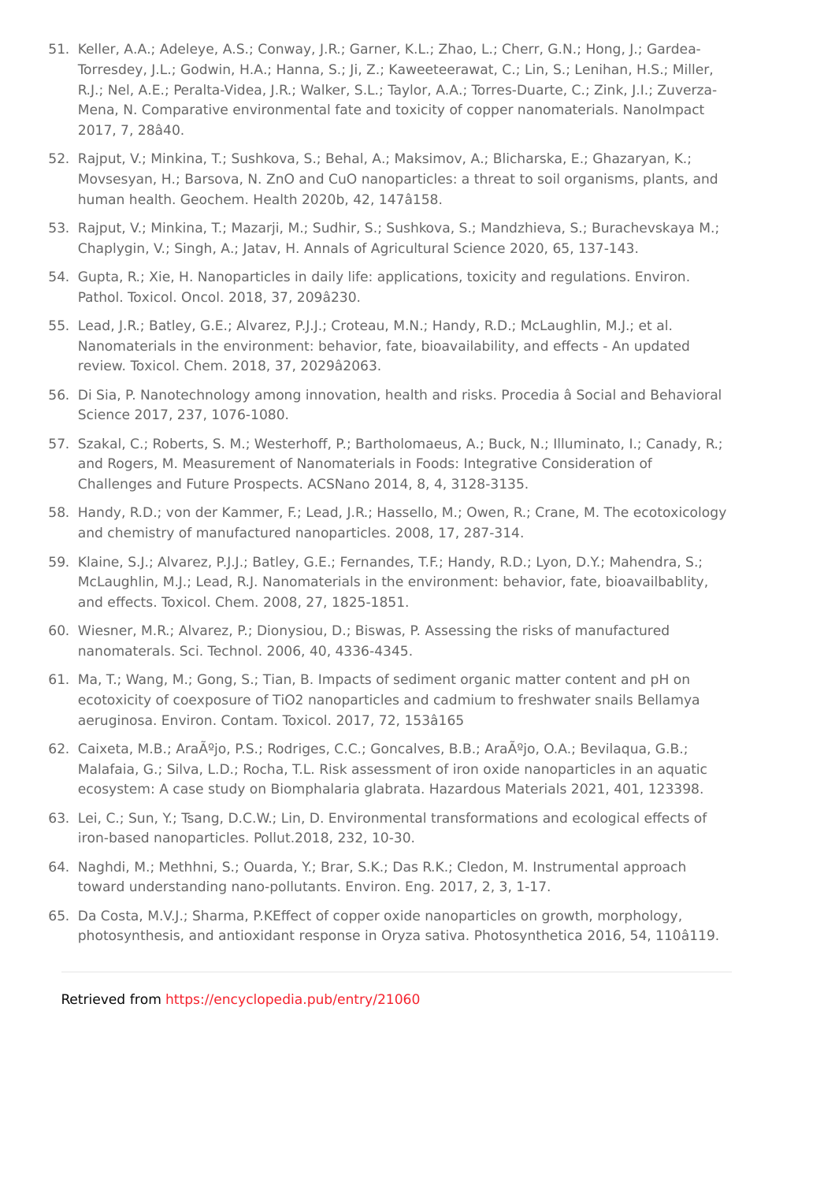51. Keller, A.A.; Adeleye, A.S.; Conway, J.R.; Garner, K.L.; Zhao, L.; Cherr, G.N.; Hong, J.; Gardea-Torresdey, J.L.; Godwin, H.A.; Hanna, S.; Ji, Z.; Kaweeteerawat, C.; Lin, S.; Lenihan, H.S.; Miller, R.J.; Nel, A.E.; Peralta-Videa, J.R.; Walker, S.L.; Taylor, A.A.; Torres-Duarte, C.; Zink, J.I.; Zuverza-Mena, N. Comparative environmental fate and toxicity of copper nanomaterials. NanoImpact 2017, 7, 28â40.
52. Rajput, V.; Minkina, T.; Sushkova, S.; Behal, A.; Maksimov, A.; Blicharska, E.; Ghazaryan, K.; Movsesyan, H.; Barsova, N. ZnO and CuO nanoparticles: a threat to soil organisms, plants, and human health. Geochem. Health 2020b, 42, 147â158.
53. Rajput, V.; Minkina, T.; Mazarji, M.; Sudhir, S.; Sushkova, S.; Mandzhieva, S.; Burachevskaya M.; Chaplygin, V.; Singh, A.; Jatav, H. Annals of Agricultural Science 2020, 65, 137-143.
54. Gupta, R.; Xie, H. Nanoparticles in daily life: applications, toxicity and regulations. Environ. Pathol. Toxicol. Oncol. 2018, 37, 209â230.
55. Lead, J.R.; Batley, G.E.; Alvarez, P.J.J.; Croteau, M.N.; Handy, R.D.; McLaughlin, M.J.; et al. Nanomaterials in the environment: behavior, fate, bioavailability, and effects - An updated review. Toxicol. Chem. 2018, 37, 2029â2063.
56. Di Sia, P. Nanotechnology among innovation, health and risks. Procedia â Social and Behavioral Science 2017, 237, 1076-1080.
57. Szakal, C.; Roberts, S. M.; Westerhoff, P.; Bartholomaeus, A.; Buck, N.; Illuminato, I.; Canady, R.; and Rogers, M. Measurement of Nanomaterials in Foods: Integrative Consideration of Challenges and Future Prospects. ACSNano 2014, 8, 4, 3128-3135.
58. Handy, R.D.; von der Kammer, F.; Lead, J.R.; Hassello, M.; Owen, R.; Crane, M. The ecotoxicology and chemistry of manufactured nanoparticles. 2008, 17, 287-314.
59. Klaine, S.J.; Alvarez, P.J.J.; Batley, G.E.; Fernandes, T.F.; Handy, R.D.; Lyon, D.Y.; Mahendra, S.; McLaughlin, M.J.; Lead, R.J. Nanomaterials in the environment: behavior, fate, bioavailbablity, and effects. Toxicol. Chem. 2008, 27, 1825-1851.
60. Wiesner, M.R.; Alvarez, P.; Dionysiou, D.; Biswas, P. Assessing the risks of manufactured nanomaterals. Sci. Technol. 2006, 40, 4336-4345.
61. Ma, T.; Wang, M.; Gong, S.; Tian, B. Impacts of sediment organic matter content and pH on ecotoxicity of coexposure of TiO2 nanoparticles and cadmium to freshwater snails Bellamya aeruginosa. Environ. Contam. Toxicol. 2017, 72, 153â165
62. Caixeta, M.B.; AraÃºjo, P.S.; Rodriges, C.C.; Goncalves, B.B.; AraÃºjo, O.A.; Bevilaqua, G.B.; Malafaia, G.; Silva, L.D.; Rocha, T.L. Risk assessment of iron oxide nanoparticles in an aquatic ecosystem: A case study on Biomphalaria glabrata. Hazardous Materials 2021, 401, 123398.
63. Lei, C.; Sun, Y.; Tsang, D.C.W.; Lin, D. Environmental transformations and ecological effects of iron-based nanoparticles. Pollut.2018, 232, 10-30.
64. Naghdi, M.; Methhni, S.; Ouarda, Y.; Brar, S.K.; Das R.K.; Cledon, M. Instrumental approach toward understanding nano-pollutants. Environ. Eng. 2017, 2, 3, 1-17.
65. Da Costa, M.V.J.; Sharma, P.KEffect of copper oxide nanoparticles on growth, morphology, photosynthesis, and antioxidant response in Oryza sativa. Photosynthetica 2016, 54, 110â119.

Retrieved from https://encyclopedia.pub/entry/21060